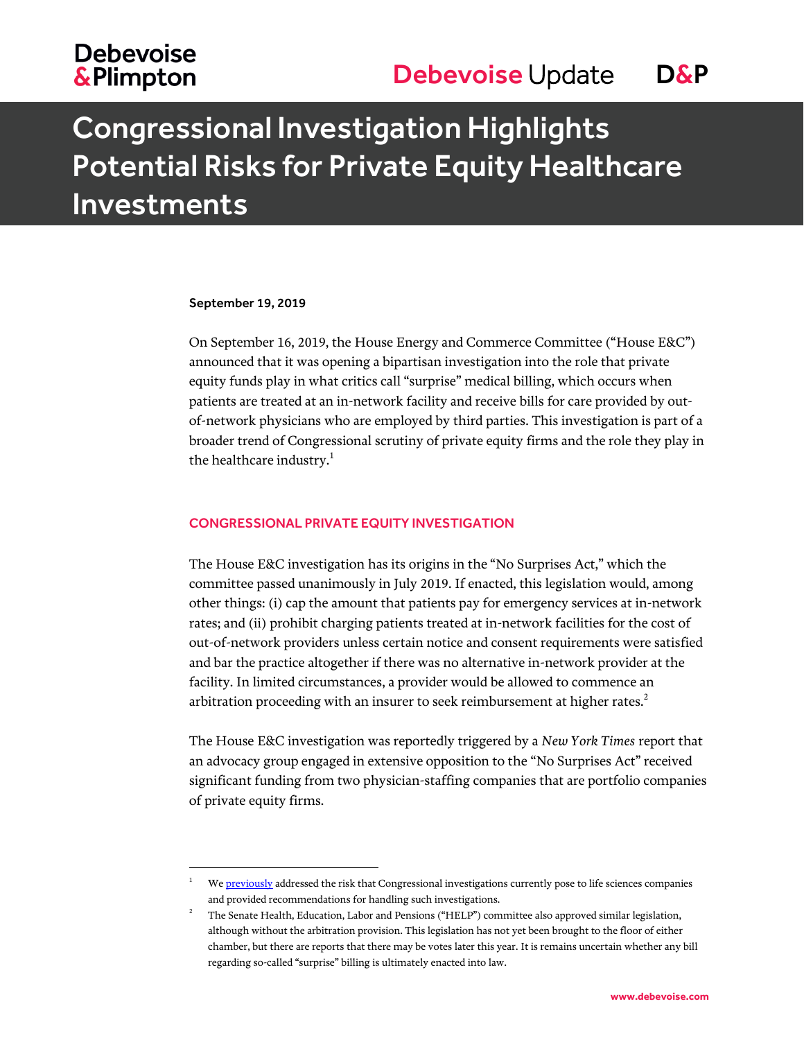# Congressional Investigation Highlights Potential Risks for Private Equity Healthcare Investments

**September 19, 2019**

On September 16, 2019, the House Energy and Commerce Committee ("House E&C") announced that it was opening a bipartisan investigation into the role that private equity funds play in what critics call "surprise" medical billing, which occurs when patients are treated at an in-network facility and receive bills for care provided by out-of-network physicians who are employed by third parties. This investigation is part of a broader trend of Congressional scrutiny of private equity firms and the role they play in the healthcare industry.[1]

## CONGRESSIONAL PRIVATE EQUITY INVESTIGATION

The House E&C investigation has its origins in the "No Surprises Act," which the committee passed unanimously in July 2019. If enacted, this legislation would, among other things: (i) cap the amount that patients pay for emergency services at in-network rates; and (ii) prohibit charging patients treated at in-network facilities for the cost of out-of-network providers unless certain notice and consent requirements were satisfied and bar the practice altogether if there was no alternative in-network provider at the facility. In limited circumstances, a provider would be allowed to commence an arbitration proceeding with an insurer to seek reimbursement at higher rates.[2]

The House E&C investigation was reportedly triggered by a *New York Times* report that an advocacy group engaged in extensive opposition to the "No Surprises Act" received significant funding from two physician-staffing companies that are portfolio companies of private equity firms.

---

[1] We previously addressed the risk that Congressional investigations currently pose to life sciences companies and provided recommendations for handling such investigations.

[2] The Senate Health, Education, Labor and Pensions ("HELP") committee also approved similar legislation, although without the arbitration provision. This legislation has not yet been brought to the floor of either chamber, but there are reports that there may be votes later this year. It is remains uncertain whether any bill regarding so-called "surprise" billing is ultimately enacted into law.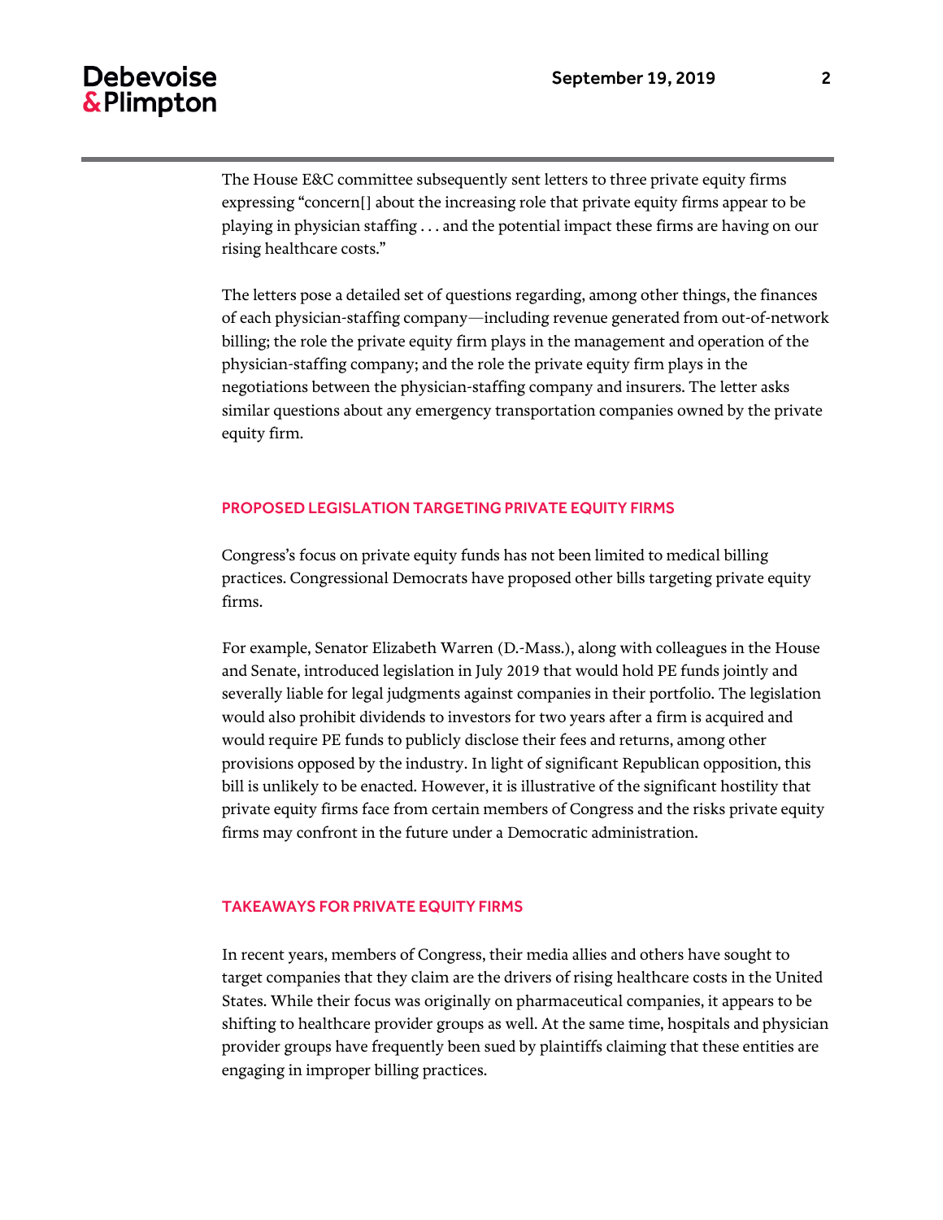The House E&C committee subsequently sent letters to three private equity firms expressing "concern[] about the increasing role that private equity firms appear to be playing in physician staffing . . . and the potential impact these firms are having on our rising healthcare costs."

The letters pose a detailed set of questions regarding, among other things, the finances of each physician-staffing company—including revenue generated from out-of-network billing; the role the private equity firm plays in the management and operation of the physician-staffing company; and the role the private equity firm plays in the negotiations between the physician-staffing company and insurers. The letter asks similar questions about any emergency transportation companies owned by the private equity firm.

## PROPOSED LEGISLATION TARGETING PRIVATE EQUITY FIRMS

Congress's focus on private equity funds has not been limited to medical billing practices. Congressional Democrats have proposed other bills targeting private equity firms.

For example, Senator Elizabeth Warren (D.-Mass.), along with colleagues in the House and Senate, introduced legislation in July 2019 that would hold PE funds jointly and severally liable for legal judgments against companies in their portfolio. The legislation would also prohibit dividends to investors for two years after a firm is acquired and would require PE funds to publicly disclose their fees and returns, among other provisions opposed by the industry. In light of significant Republican opposition, this bill is unlikely to be enacted. However, it is illustrative of the significant hostility that private equity firms face from certain members of Congress and the risks private equity firms may confront in the future under a Democratic administration.

## TAKEAWAYS FOR PRIVATE EQUITY FIRMS

In recent years, members of Congress, their media allies and others have sought to target companies that they claim are the drivers of rising healthcare costs in the United States. While their focus was originally on pharmaceutical companies, it appears to be shifting to healthcare provider groups as well. At the same time, hospitals and physician provider groups have frequently been sued by plaintiffs claiming that these entities are engaging in improper billing practices.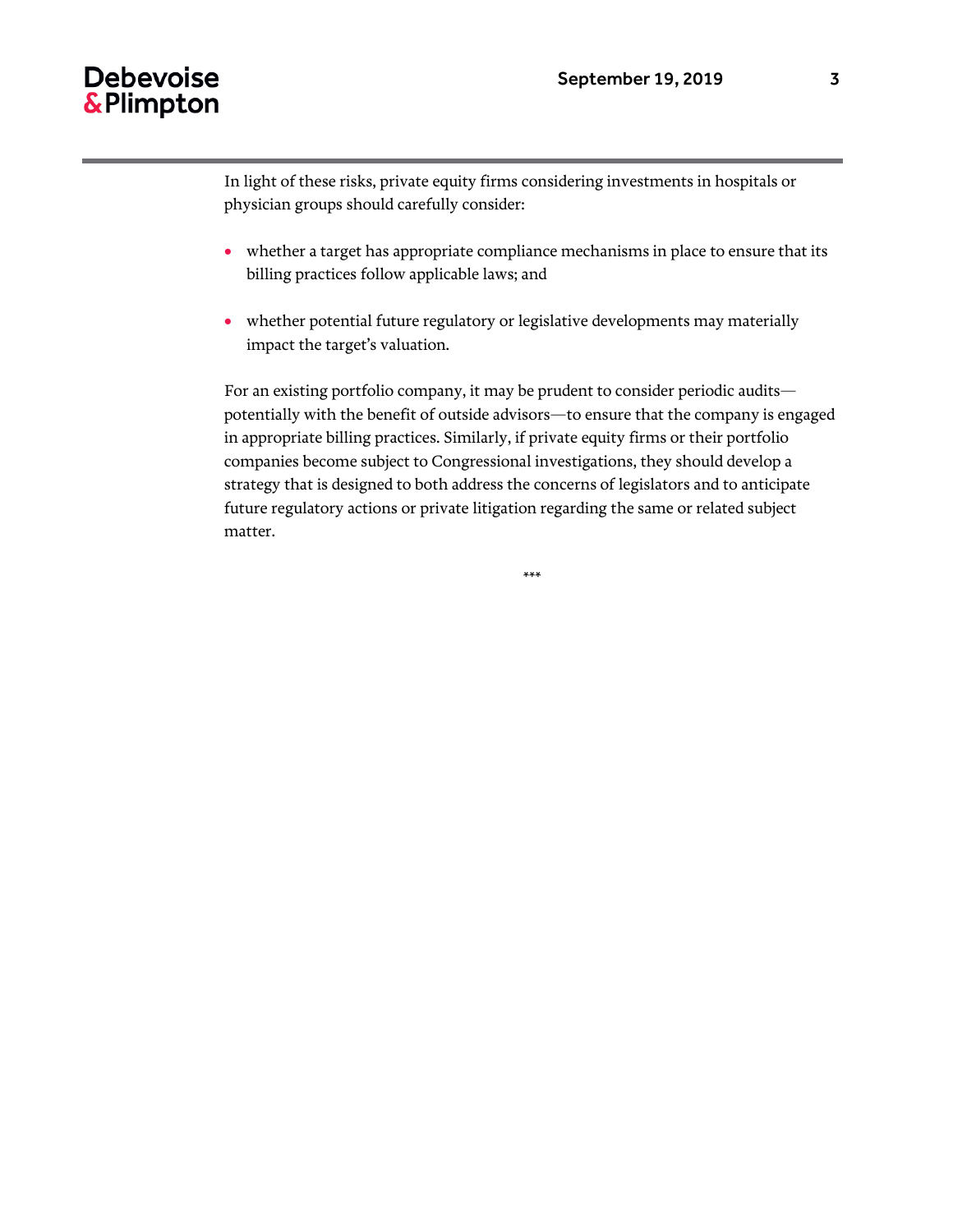In light of these risks, private equity firms considering investments in hospitals or physician groups should carefully consider:

- whether a target has appropriate compliance mechanisms in place to ensure that its billing practices follow applicable laws; and
- whether potential future regulatory or legislative developments may materially impact the target's valuation.

For an existing portfolio company, it may be prudent to consider periodic audits—potentially with the benefit of outside advisors—to ensure that the company is engaged in appropriate billing practices. Similarly, if private equity firms or their portfolio companies become subject to Congressional investigations, they should develop a strategy that is designed to both address the concerns of legislators and to anticipate future regulatory actions or private litigation regarding the same or related subject matter.

***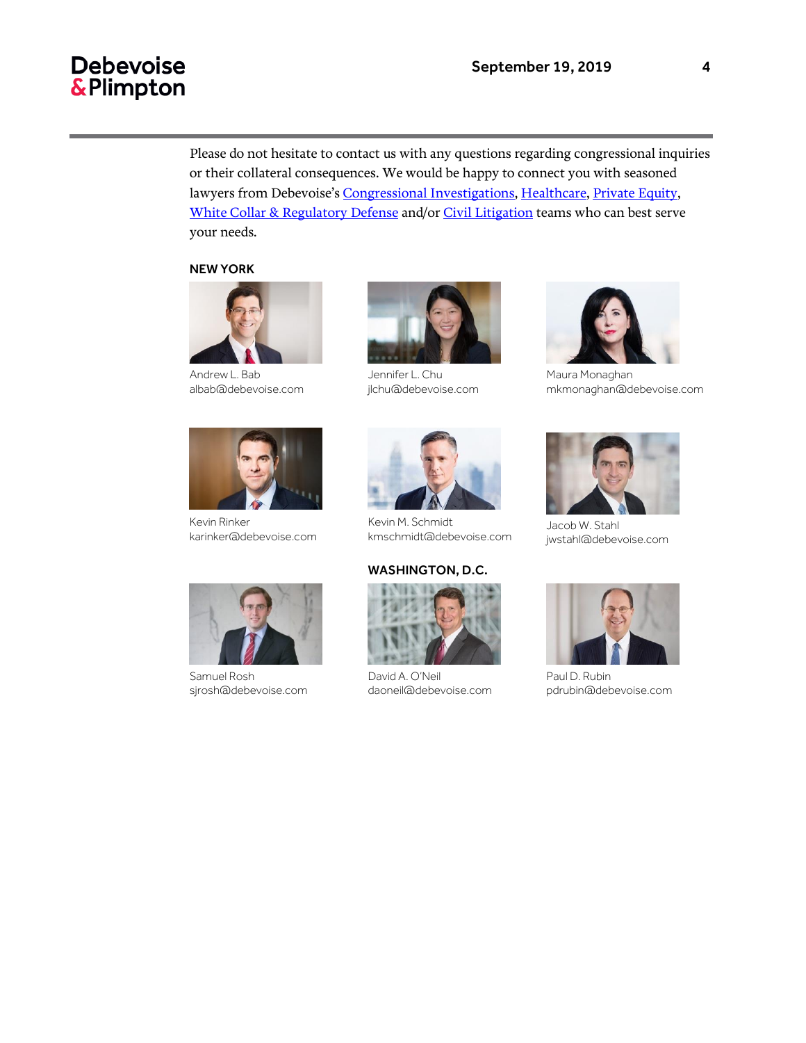Please do not hesitate to contact us with any questions regarding congressional inquiries or their collateral consequences. We would be happy to connect you with seasoned lawyers from Debevoise's Congressional Investigations, Healthcare, Private Equity, White Collar & Regulatory Defense and/or Civil Litigation teams who can best serve your needs.

**NEW YORK**

Andrew L. Bab
albab@debevoise.com

Jennifer L. Chu
jlchu@debevoise.com

Maura Monaghan
mkmonaghan@debevoise.com

Kevin Rinker
karinker@debevoise.com

Kevin M. Schmidt
kmschmidt@debevoise.com

Jacob W. Stahl
jwstahl@debevoise.com

Samuel Rosh
sjrosh@debevoise.com

**WASHINGTON, D.C.**

David A. O'Neil
daoneil@debevoise.com

Paul D. Rubin
pdrubin@debevoise.com